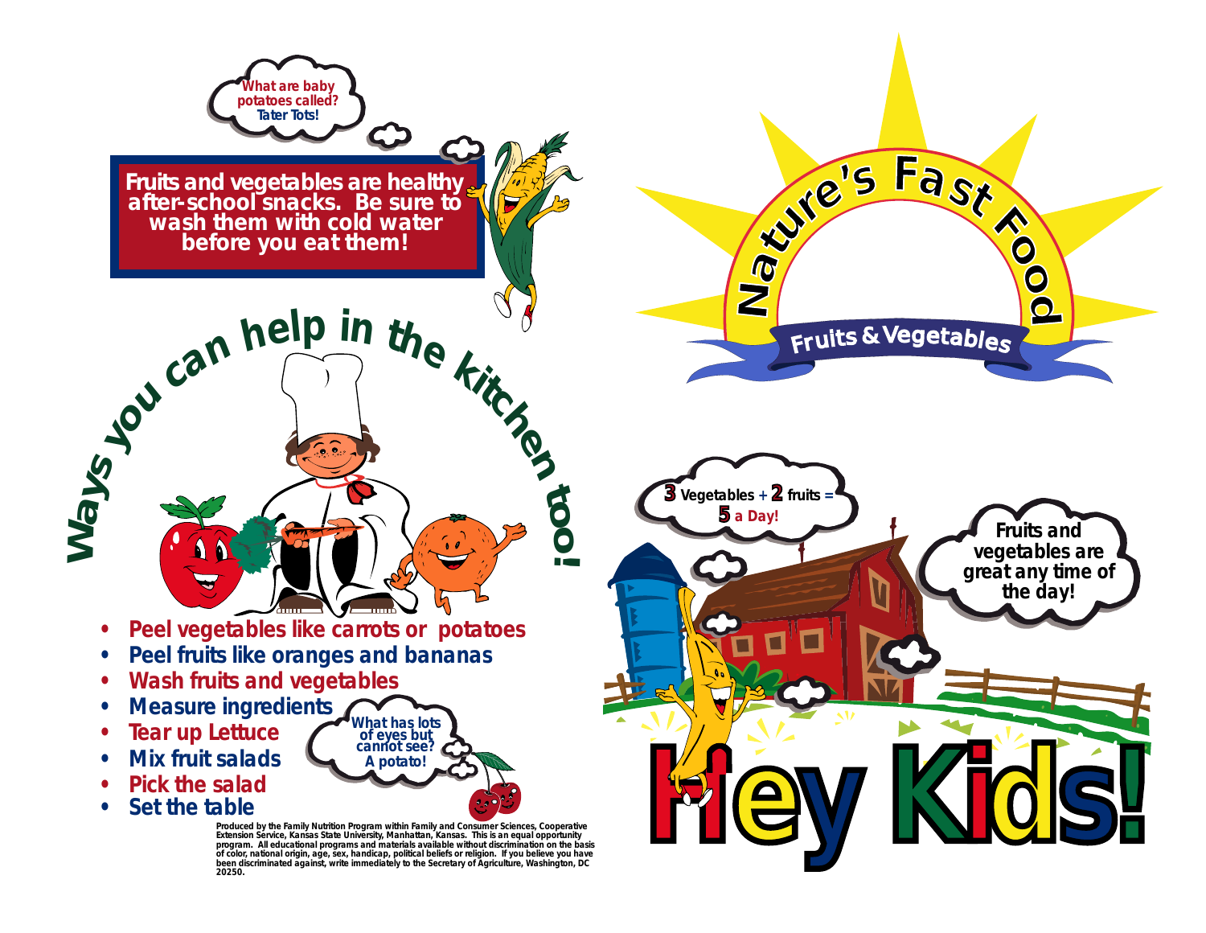What are baby potatoes called?
Tater Tots!

**Fruits and vegetables are healthy after-school snacks. Be sure to wash them with cold water before you eat them!**

## Ways you can help in the kitchen too!

- Peel vegetables like carrots or potatoes
- Peel fruits like oranges and bananas
- Wash fruits and vegetables
- Measure ingredients
- Tear up Lettuce
- Mix fruit salads
- Pick the salad
- Set the table

What has lots of eyes but cannot see?
A potato!

Produced by the Family Nutrition Program within Family and Consumer Sciences, Cooperative Extension Service, Kansas State University, Manhattan, Kansas. This is an equal opportunity program. All educational programs and materials available without discrimination on the basis of color, national origin, age, sex, handicap, political beliefs or religion. If you believe you have been discriminated against, write immediately to the Secretary of Agriculture, Washington, DC 20250.

# Nature's Fast Food

## Fruits & Vegetables

3 Vegetables + 2 fruits = 5 a Day!

Fruits and vegetables are great any time of the day!

# Hey Kids!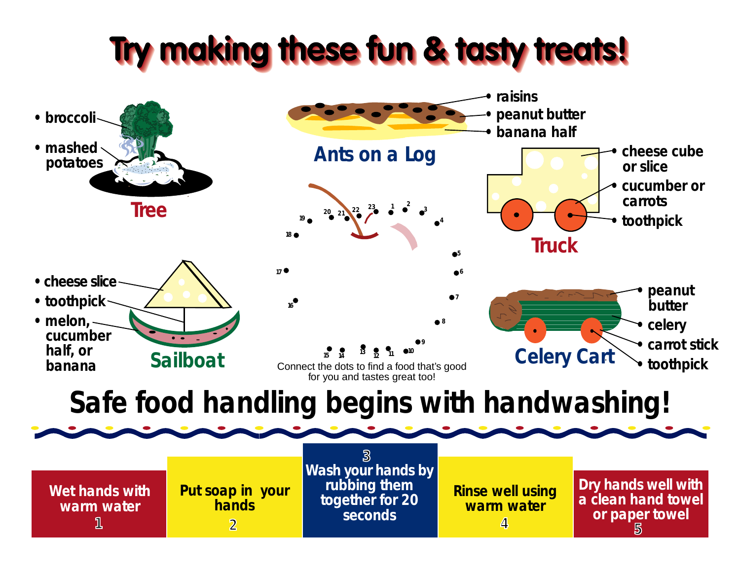# Try making these fun & tasty treats!

## Tree

- broccoli
- mashed potatoes

## Ants on a Log

- raisins
- peanut butter
- banana half

## Truck

- cheese cube or slice
- cucumber or carrots
- toothpick

## Sailboat

- cheese slice
- toothpick
- melon, cucumber half, or banana

## Celery Cart

- peanut butter
- celery
- carrot stick
- toothpick

1 2 3 4 5 6 7 8 9 10 11 12 13 14 15 16 17 18 19 20 21 22 23

Connect the dots to find a food that's good for you and tastes great too!

# Safe food handling begins with handwashing!

| | | | | |
|---|---|---|---|---|
| Wet hands with warm water 1 | Put soap in your hands 2 | 3 Wash your hands by rubbing them together for 20 seconds | Rinse well using warm water 4 | Dry hands well with a clean hand towel or paper towel 5 |